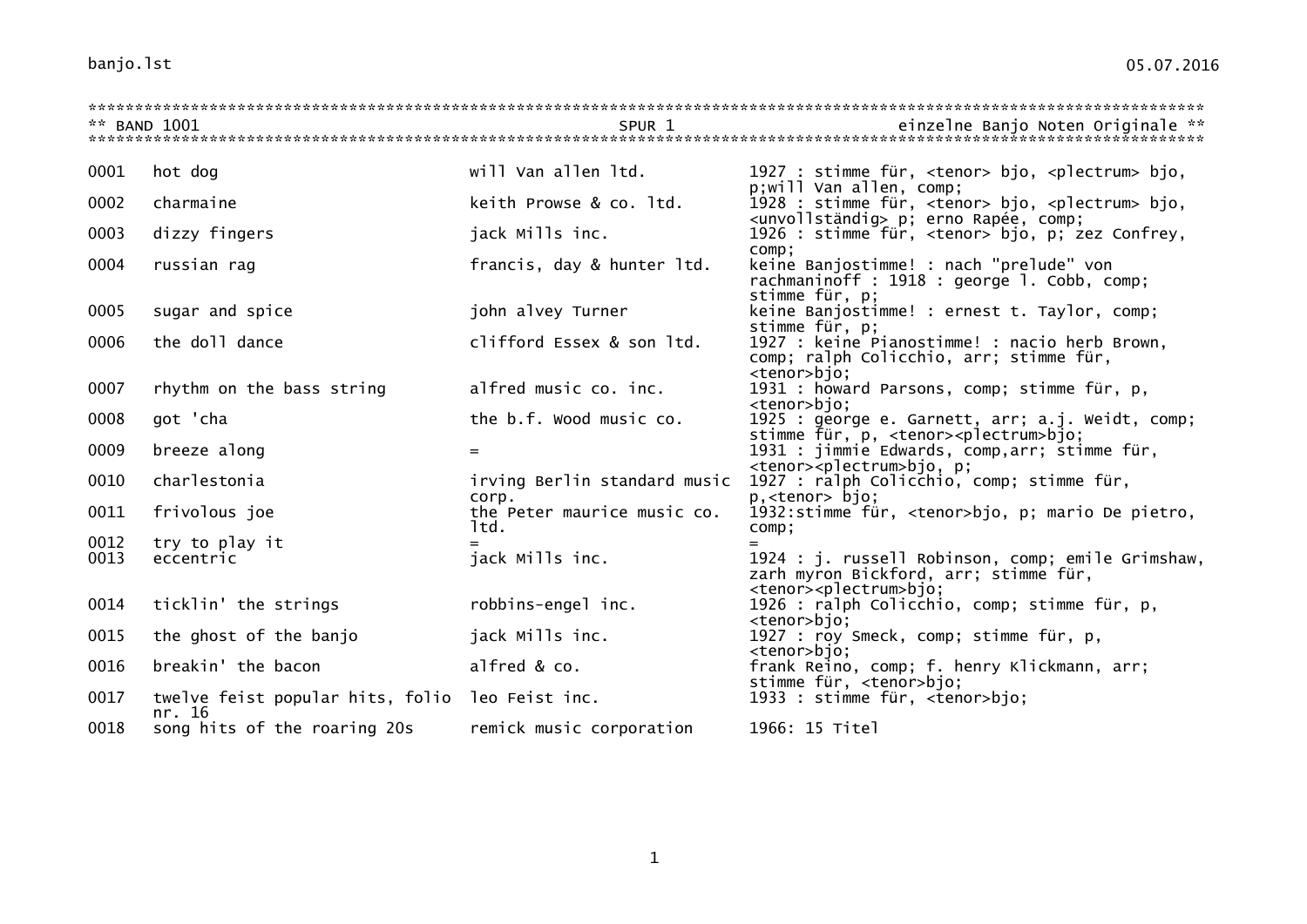banjo.lst

05.07.2016

```
*******************************************************************************************************************
** BAND 1001                                SPUR 1                              einzelne Banjo Noten Originale **
*******************************************************************************************************************
```

| | | | |
|---|---|---|---|
| 0001 | hot dog | will Van allen ltd. | 1927 : stimme für, <tenor> bjo, <plectrum> bjo, p;will Van allen, comp; |
| 0002 | charmaine | keith Prowse & co. ltd. | 1928 : stimme für, <tenor> bjo, <plectrum> bjo, <unvollständig> p; erno Rapée, comp; |
| 0003 | dizzy fingers | jack Mills inc. | 1926 : stimme für, <tenor> bjo, p; zez Confrey, comp; |
| 0004 | russian rag | francis, day & hunter ltd. | keine Banjostimme! : nach "prelude" von rachmaninoff : 1918 : george l. Cobb, comp; stimme für, p; |
| 0005 | sugar and spice | john alvey Turner | keine Banjostimme! : ernest t. Taylor, comp; stimme für, p; |
| 0006 | the doll dance | clifford Essex & son ltd. | 1927 : keine Pianostimme! : nacio herb Brown, comp; ralph Colicchio, arr; stimme für, <tenor>bjo; |
| 0007 | rhythm on the bass string | alfred music co. inc. | 1931 : howard Parsons, comp; stimme für, p, <tenor>bjo; |
| 0008 | got 'cha | the b.f. Wood music co. | 1925 : george e. Garnett, arr; a.j. Weidt, comp; stimme für, p, <tenor><plectrum>bjo; |
| 0009 | breeze along | = | 1931 : jimmie Edwards, comp,arr; stimme für, <tenor><plectrum>bjo, p; |
| 0010 | charlestonia | irving Berlin standard music corp. | 1927 : ralph Colicchio, comp; stimme für, p,<tenor> bjo; |
| 0011 | frivolous joe | the Peter maurice music co. ltd. | 1932:stimme für, <tenor>bjo, p; mario De pietro, comp; |
| 0012 | try to play it | = | = |
| 0013 | eccentric | jack Mills inc. | 1924 : j. russell Robinson, comp; emile Grimshaw, zarh myron Bickford, arr; stimme für, <tenor><plectrum>bjo; |
| 0014 | ticklin' the strings | robbins-engel inc. | 1926 : ralph Colicchio, comp; stimme für, p, <tenor>bjo; |
| 0015 | the ghost of the banjo | jack Mills inc. | 1927 : roy Smeck, comp; stimme für, p, <tenor>bjo; |
| 0016 | breakin' the bacon | alfred & co. | frank Reino, comp; f. henry Klickmann, arr; stimme für, <tenor>bjo; |
| 0017 | twelve feist popular hits, folio nr. 16 | leo Feist inc. | 1933 : stimme für, <tenor>bjo; |
| 0018 | song hits of the roaring 20s | remick music corporation | 1966: 15 Titel |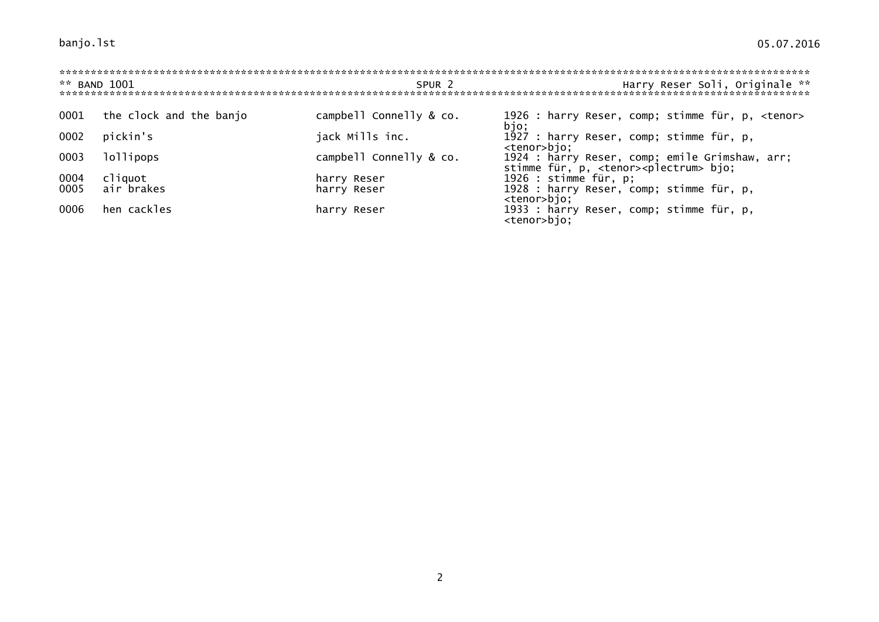```
********************************************************************************************************************************
** BAND 1001                                          SPUR 2                                      Harry Reser Soli, Originale **
********************************************************************************************************************************
```

| | | | |
|---|---|---|---|
| 0001 | the clock and the banjo | campbell Connelly & co. | 1926 : harry Reser, comp; stimme für, p, <tenor> bjo; |
| 0002 | pickin's | jack Mills inc. | 1927 : harry Reser, comp; stimme für, p, <tenor>bjo; |
| 0003 | lollipops | campbell Connelly & co. | 1924 : harry Reser, comp; emile Grimshaw, arr; stimme für, p, <tenor><plectrum> bjo; |
| 0004 | cliquot | harry Reser | 1926 : stimme für, p; |
| 0005 | air brakes | harry Reser | 1928 : harry Reser, comp; stimme für, p, <tenor>bjo; |
| 0006 | hen cackles | harry Reser | 1933 : harry Reser, comp; stimme für, p, <tenor>bjo; |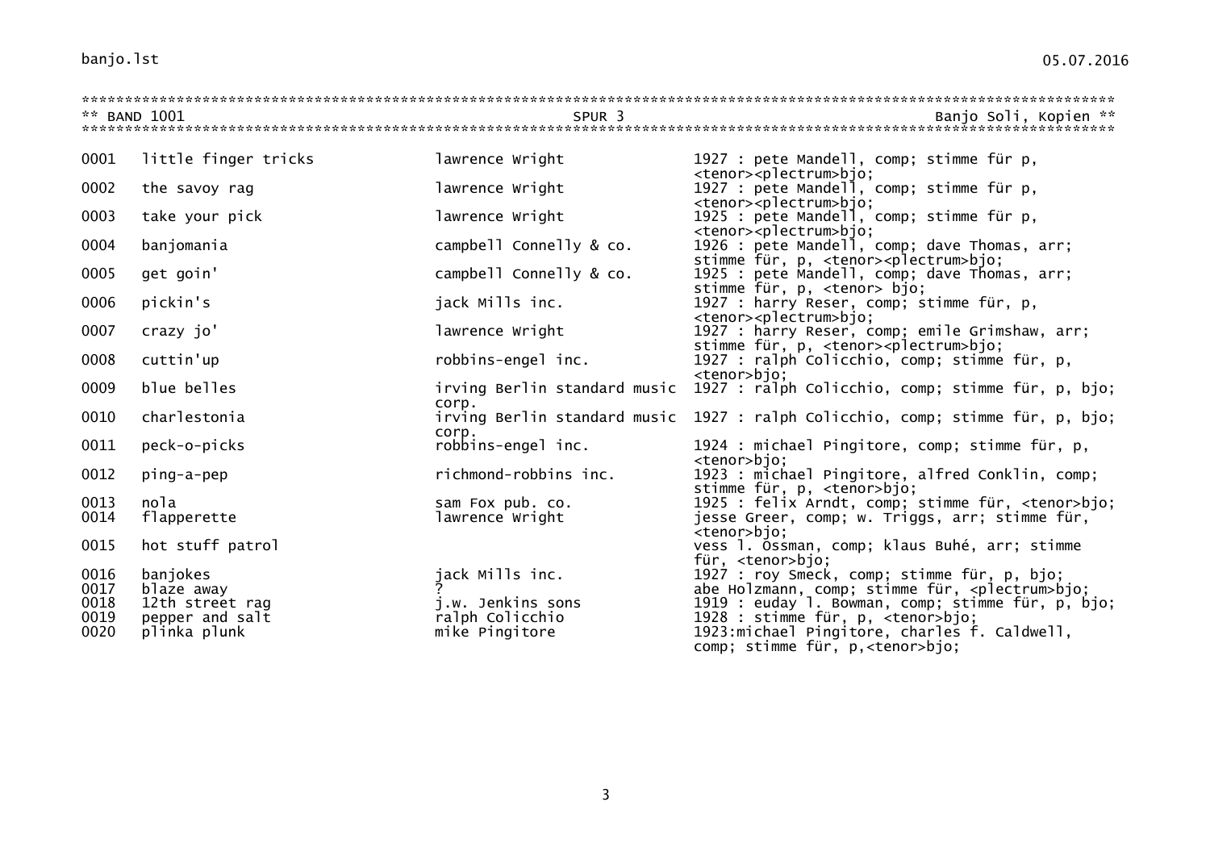```
****************************************************************************************************************
** BAND 1001                                   SPUR 3                                   Banjo Soli, Kopien **
****************************************************************************************************************
```

| | | | |
|---|---|---|---|
| 0001 | little finger tricks | lawrence Wright | 1927 : pete Mandell, comp; stimme für p, <tenor><plectrum>bjo; |
| 0002 | the savoy rag | lawrence Wright | 1927 : pete Mandell, comp; stimme für p, <tenor><plectrum>bjo; |
| 0003 | take your pick | lawrence Wright | 1925 : pete Mandell, comp; stimme für p, <tenor><plectrum>bjo; |
| 0004 | banjomania | campbell Connelly & co. | 1926 : pete Mandell, comp; dave Thomas, arr; stimme für, p, <tenor><plectrum>bjo; |
| 0005 | get goin' | campbell Connelly & co. | 1925 : pete Mandell, comp; dave Thomas, arr; stimme für, p, <tenor> bjo; |
| 0006 | pickin's | jack Mills inc. | 1927 : harry Reser, comp; stimme für, p, <tenor><plectrum>bjo; |
| 0007 | crazy jo' | lawrence Wright | 1927 : harry Reser, comp; emile Grimshaw, arr; stimme für, p, <tenor><plectrum>bjo; |
| 0008 | cuttin'up | robbins-engel inc. | 1927 : ralph Colicchio, comp; stimme für, p, <tenor>bjo; |
| 0009 | blue belles | irving Berlin standard music corp. | 1927 : ralph Colicchio, comp; stimme für, p, bjo; |
| 0010 | charlestonia | irving Berlin standard music corp. | 1927 : ralph Colicchio, comp; stimme für, p, bjo; |
| 0011 | peck-o-picks | robbins-engel inc. | 1924 : michael Pingitore, comp; stimme für, p, <tenor>bjo; |
| 0012 | ping-a-pep | richmond-robbins inc. | 1923 : michael Pingitore, alfred Conklin, comp; stimme für, p, <tenor>bjo; |
| 0013 | nola | sam Fox pub. co. | 1925 : felix Arndt, comp; stimme für, <tenor>bjo; |
| 0014 | flapperette | lawrence Wright | jesse Greer, comp; w. Triggs, arr; stimme für, <tenor>bjo; |
| 0015 | hot stuff patrol | | vess l. Ossman, comp; klaus Buhé, arr; stimme für, <tenor>bjo; |
| 0016 | banjokes | jack Mills inc. | 1927 : roy Smeck, comp; stimme für, p, bjo; |
| 0017 | blaze away | ? | abe Holzmann, comp; stimme für, <plectrum>bjo; |
| 0018 | 12th street rag | j.w. Jenkins sons | 1919 : euday l. Bowman, comp; stimme für, p, bjo; |
| 0019 | pepper and salt | ralph Colicchio | 1928 : stimme für, p, <tenor>bjo; |
| 0020 | plinka plunk | mike Pingitore | 1923:michael Pingitore, charles f. Caldwell, comp; stimme für, p,<tenor>bjo; |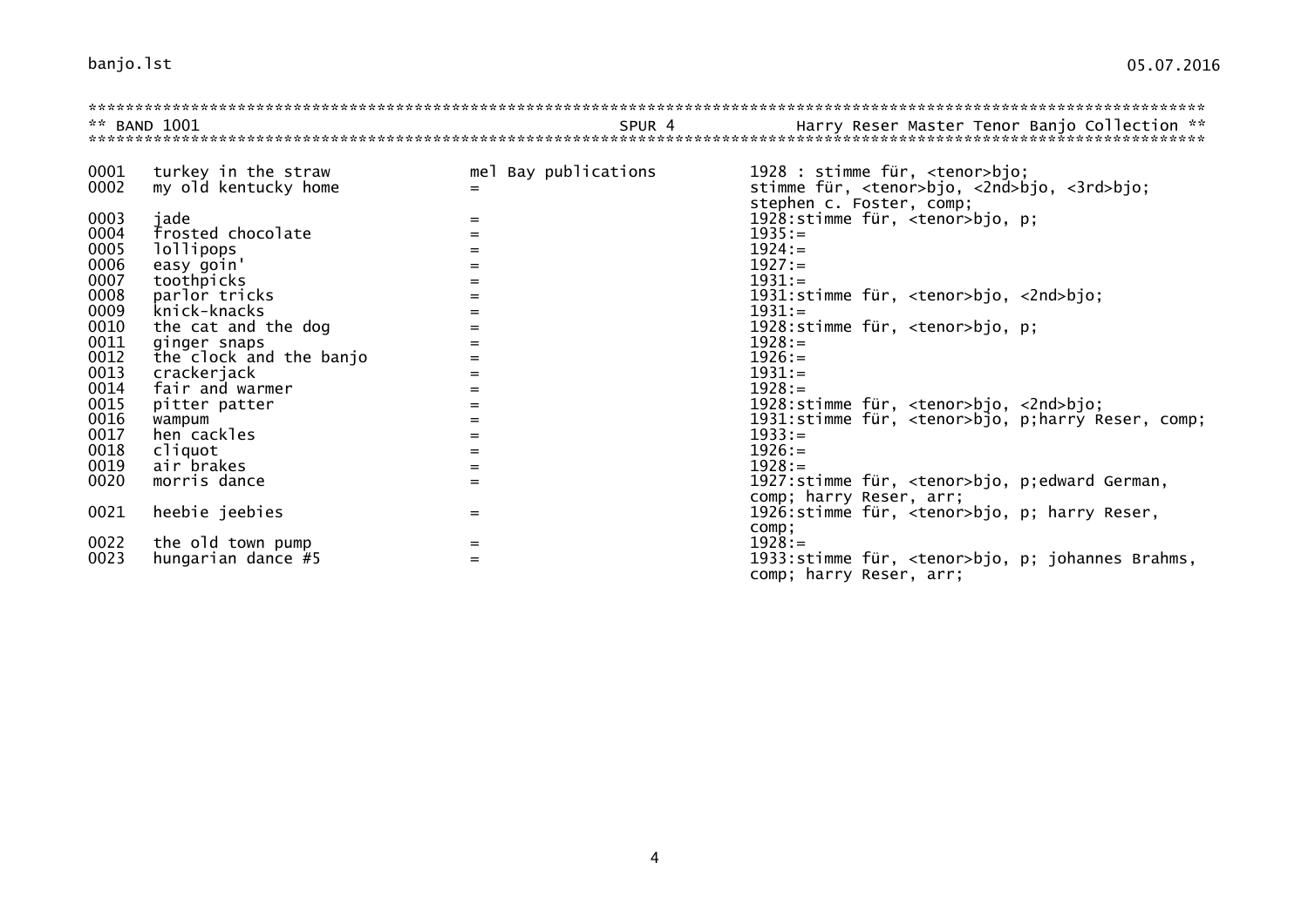```
****************************************************************************************************************
** BAND 1001                                          SPUR 4           Harry Reser Master Tenor Banjo Collection **
****************************************************************************************************************
```

| | | | |
|---|---|---|---|
| 0001 | turkey in the straw | mel Bay publications | 1928 : stimme für, <tenor>bjo; |
| 0002 | my old kentucky home | = | stimme für, <tenor>bjo, <2nd>bjo, <3rd>bjo; stephen c. Foster, comp; |
| 0003 | jade | = | 1928:stimme für, <tenor>bjo, p; |
| 0004 | frosted chocolate | = | 1935:= |
| 0005 | lollipops | = | 1924:= |
| 0006 | easy goin' | = | 1927:= |
| 0007 | toothpicks | = | 1931:= |
| 0008 | parlor tricks | = | 1931:stimme für, <tenor>bjo, <2nd>bjo; |
| 0009 | knick-knacks | = | 1931:= |
| 0010 | the cat and the dog | = | 1928:stimme für, <tenor>bjo, p; |
| 0011 | ginger snaps | = | 1928:= |
| 0012 | the clock and the banjo | = | 1926:= |
| 0013 | crackerjack | = | 1931:= |
| 0014 | fair and warmer | = | 1928:= |
| 0015 | pitter patter | = | 1928:stimme für, <tenor>bjo, <2nd>bjo; |
| 0016 | wampum | = | 1931:stimme für, <tenor>bjo, p;harry Reser, comp; |
| 0017 | hen cackles | = | 1933:= |
| 0018 | cliquot | = | 1926:= |
| 0019 | air brakes | = | 1928:= |
| 0020 | morris dance | = | 1927:stimme für, <tenor>bjo, p;edward German, comp; harry Reser, arr; |
| 0021 | heebie jeebies | = | 1926:stimme für, <tenor>bjo, p; harry Reser, comp; |
| 0022 | the old town pump | = | 1928:= |
| 0023 | hungarian dance #5 | = | 1933:stimme für, <tenor>bjo, p; johannes Brahms, comp; harry Reser, arr; |